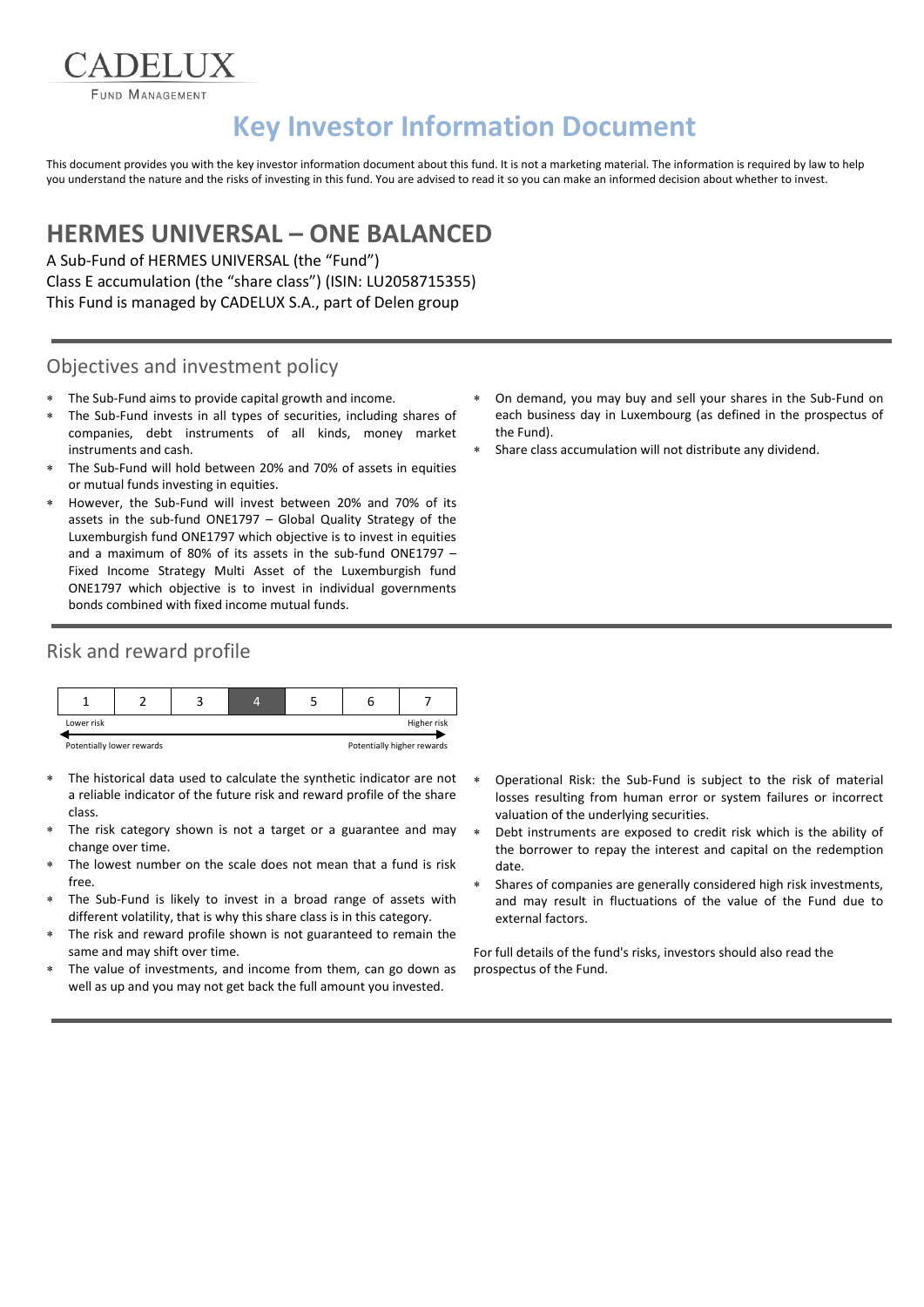CADELUX

FUND MANAGEMENT

# Key Investor Information Document

This document provides you with the key investor information document about this fund. It is not a marketing material. The information is required by law to help you understand the nature and the risks of investing in this fund. You are advised to read it so you can make an informed decision about whether to invest.

## HERMES UNIVERSAL – ONE BALANCED

A Sub-Fund of HERMES UNIVERSAL (the "Fund")
Class E accumulation (the "share class") (ISIN: LU2058715355)
This Fund is managed by CADELUX S.A., part of Delen group

### Objectives and investment policy

* The Sub-Fund aims to provide capital growth and income.
* The Sub-Fund invests in all types of securities, including shares of companies, debt instruments of all kinds, money market instruments and cash.
* The Sub-Fund will hold between 20% and 70% of assets in equities or mutual funds investing in equities.
* However, the Sub-Fund will invest between 20% and 70% of its assets in the sub-fund ONE1797 – Global Quality Strategy of the Luxemburgish fund ONE1797 which objective is to invest in equities and a maximum of 80% of its assets in the sub-fund ONE1797 – Fixed Income Strategy Multi Asset of the Luxemburgish fund ONE1797 which objective is to invest in individual governments bonds combined with fixed income mutual funds.
* On demand, you may buy and sell your shares in the Sub-Fund on each business day in Luxembourg (as defined in the prospectus of the Fund).
* Share class accumulation will not distribute any dividend.

### Risk and reward profile

| 1 | 2 | 3 | **4** | 5 | 6 | 7 |
|---|---|---|---|---|---|---|

Lower risk — Higher risk

Potentially lower rewards — Potentially higher rewards

* The historical data used to calculate the synthetic indicator are not a reliable indicator of the future risk and reward profile of the share class.
* The risk category shown is not a target or a guarantee and may change over time.
* The lowest number on the scale does not mean that a fund is risk free.
* The Sub-Fund is likely to invest in a broad range of assets with different volatility, that is why this share class is in this category.
* The risk and reward profile shown is not guaranteed to remain the same and may shift over time.
* The value of investments, and income from them, can go down as well as up and you may not get back the full amount you invested.
* Operational Risk: the Sub-Fund is subject to the risk of material losses resulting from human error or system failures or incorrect valuation of the underlying securities.
* Debt instruments are exposed to credit risk which is the ability of the borrower to repay the interest and capital on the redemption date.
* Shares of companies are generally considered high risk investments, and may result in fluctuations of the value of the Fund due to external factors.

For full details of the fund's risks, investors should also read the prospectus of the Fund.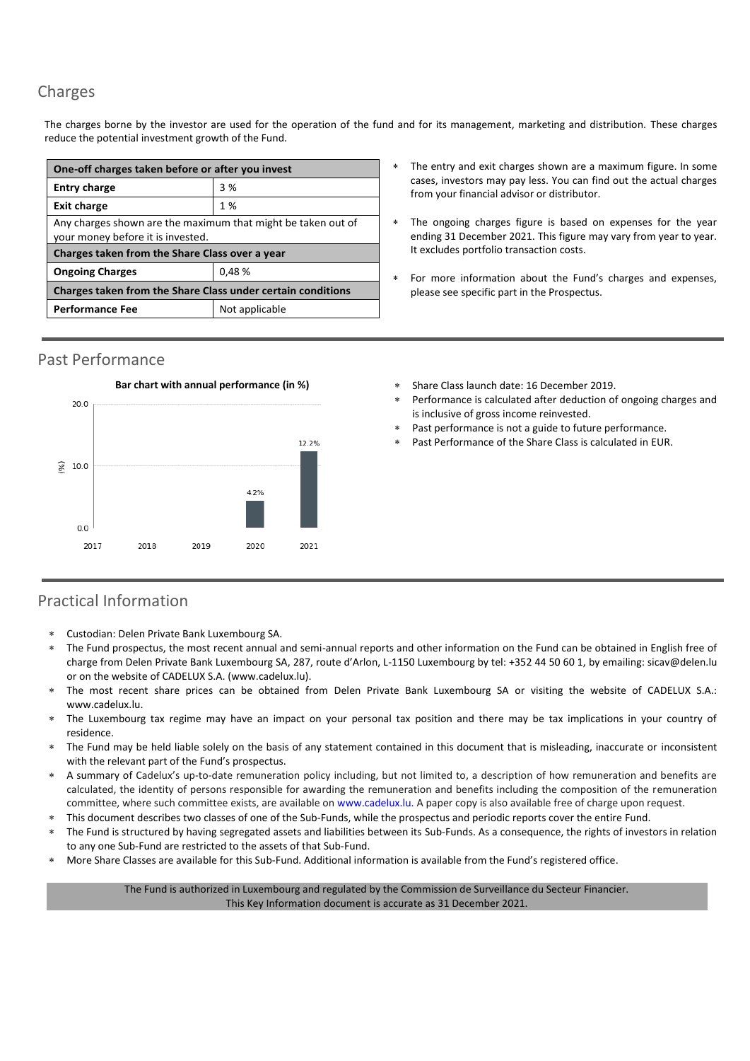## Charges

The charges borne by the investor are used for the operation of the fund and for its management, marketing and distribution. These charges reduce the potential investment growth of the Fund.

| One-off charges taken before or after you invest | |
|---|---|
| **Entry charge** | 3 % |
| **Exit charge** | 1 % |
| Any charges shown are the maximum that might be taken out of your money before it is invested. | |
| **Charges taken from the Share Class over a year** | |
| **Ongoing Charges** | 0,48 % |
| **Charges taken from the Share Class under certain conditions** | |
| **Performance Fee** | Not applicable |

* The entry and exit charges shown are a maximum figure. In some cases, investors may pay less. You can find out the actual charges from your financial advisor or distributor.
* The ongoing charges figure is based on expenses for the year ending 31 December 2021. This figure may vary from year to year. It excludes portfolio transaction costs.
* For more information about the Fund's charges and expenses, please see specific part in the Prospectus.

## Past Performance

**Bar chart with annual performance (in %)**

(%)

20.0

10.0

0.0

4.2%

12.2%

2017 2018 2019 2020 2021

* Share Class launch date: 16 December 2019.
* Performance is calculated after deduction of ongoing charges and is inclusive of gross income reinvested.
* Past performance is not a guide to future performance.
* Past Performance of the Share Class is calculated in EUR.

## Practical Information

* Custodian: Delen Private Bank Luxembourg SA.
* The Fund prospectus, the most recent annual and semi-annual reports and other information on the Fund can be obtained in English free of charge from Delen Private Bank Luxembourg SA, 287, route d'Arlon, L-1150 Luxembourg by tel: +352 44 50 60 1, by emailing: sicav@delen.lu or on the website of CADELUX S.A. (www.cadelux.lu).
* The most recent share prices can be obtained from Delen Private Bank Luxembourg SA or visiting the website of CADELUX S.A.: www.cadelux.lu.
* The Luxembourg tax regime may have an impact on your personal tax position and there may be tax implications in your country of residence.
* The Fund may be held liable solely on the basis of any statement contained in this document that is misleading, inaccurate or inconsistent with the relevant part of the Fund's prospectus.
* A summary of Cadelux's up-to-date remuneration policy including, but not limited to, a description of how remuneration and benefits are calculated, the identity of persons responsible for awarding the remuneration and benefits including the composition of the remuneration committee, where such committee exists, are available on www.cadelux.lu. A paper copy is also available free of charge upon request.
* This document describes two classes of one of the Sub-Funds, while the prospectus and periodic reports cover the entire Fund.
* The Fund is structured by having segregated assets and liabilities between its Sub-Funds. As a consequence, the rights of investors in relation to any one Sub-Fund are restricted to the assets of that Sub-Fund.
* More Share Classes are available for this Sub-Fund. Additional information is available from the Fund's registered office.

The Fund is authorized in Luxembourg and regulated by the Commission de Surveillance du Secteur Financier.
This Key Information document is accurate as 31 December 2021.